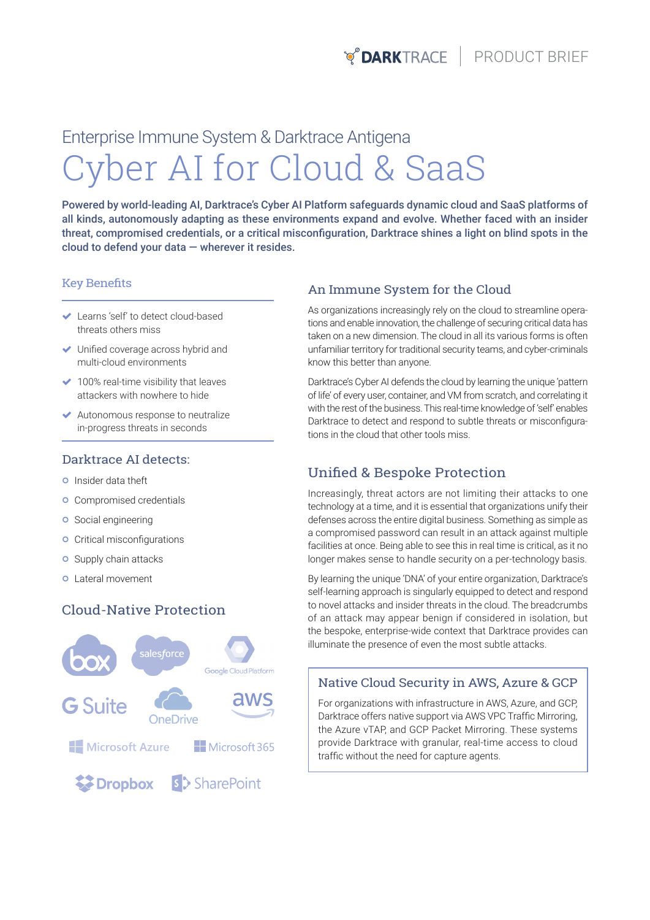# Enterprise Immune System & Darktrace Antigena

# Cyber AI for Cloud & SaaS

**Powered by world-leading AI, Darktrace's Cyber AI Platform safeguards dynamic cloud and SaaS platforms of all kinds, autonomously adapting as these environments expand and evolve. Whether faced with an insider threat, compromised credentials, or a critical misconfiguration, Darktrace shines a light on blind spots in the cloud to defend your data — wherever it resides.**

## Key Benefits

- Learns 'self' to detect cloud-based threats others miss
- Unified coverage across hybrid and multi-cloud environments
- 100% real-time visibility that leaves attackers with nowhere to hide
- Autonomous response to neutralize in-progress threats in seconds

## Darktrace AI detects:

- Insider data theft
- Compromised credentials
- Social engineering
- Critical misconfigurations
- Supply chain attacks
- Lateral movement

## Cloud-Native Protection

box, salesforce, Google Cloud Platform, G Suite, OneDrive, aws, Microsoft Azure, Microsoft 365, Dropbox, SharePoint

## An Immune System for the Cloud

As organizations increasingly rely on the cloud to streamline operations and enable innovation, the challenge of securing critical data has taken on a new dimension. The cloud in all its various forms is often unfamiliar territory for traditional security teams, and cyber-criminals know this better than anyone.

Darktrace's Cyber AI defends the cloud by learning the unique 'pattern of life' of every user, container, and VM from scratch, and correlating it with the rest of the business. This real-time knowledge of 'self' enables Darktrace to detect and respond to subtle threats or misconfigurations in the cloud that other tools miss.

## Unified & Bespoke Protection

Increasingly, threat actors are not limiting their attacks to one technology at a time, and it is essential that organizations unify their defenses across the entire digital business. Something as simple as a compromised password can result in an attack against multiple facilities at once. Being able to see this in real time is critical, as it no longer makes sense to handle security on a per-technology basis.

By learning the unique 'DNA' of your entire organization, Darktrace's self-learning approach is singularly equipped to detect and respond to novel attacks and insider threats in the cloud. The breadcrumbs of an attack may appear benign if considered in isolation, but the bespoke, enterprise-wide context that Darktrace provides can illuminate the presence of even the most subtle attacks.

### Native Cloud Security in AWS, Azure & GCP

For organizations with infrastructure in AWS, Azure, and GCP, Darktrace offers native support via AWS VPC Traffic Mirroring, the Azure vTAP, and GCP Packet Mirroring. These systems provide Darktrace with granular, real-time access to cloud traffic without the need for capture agents.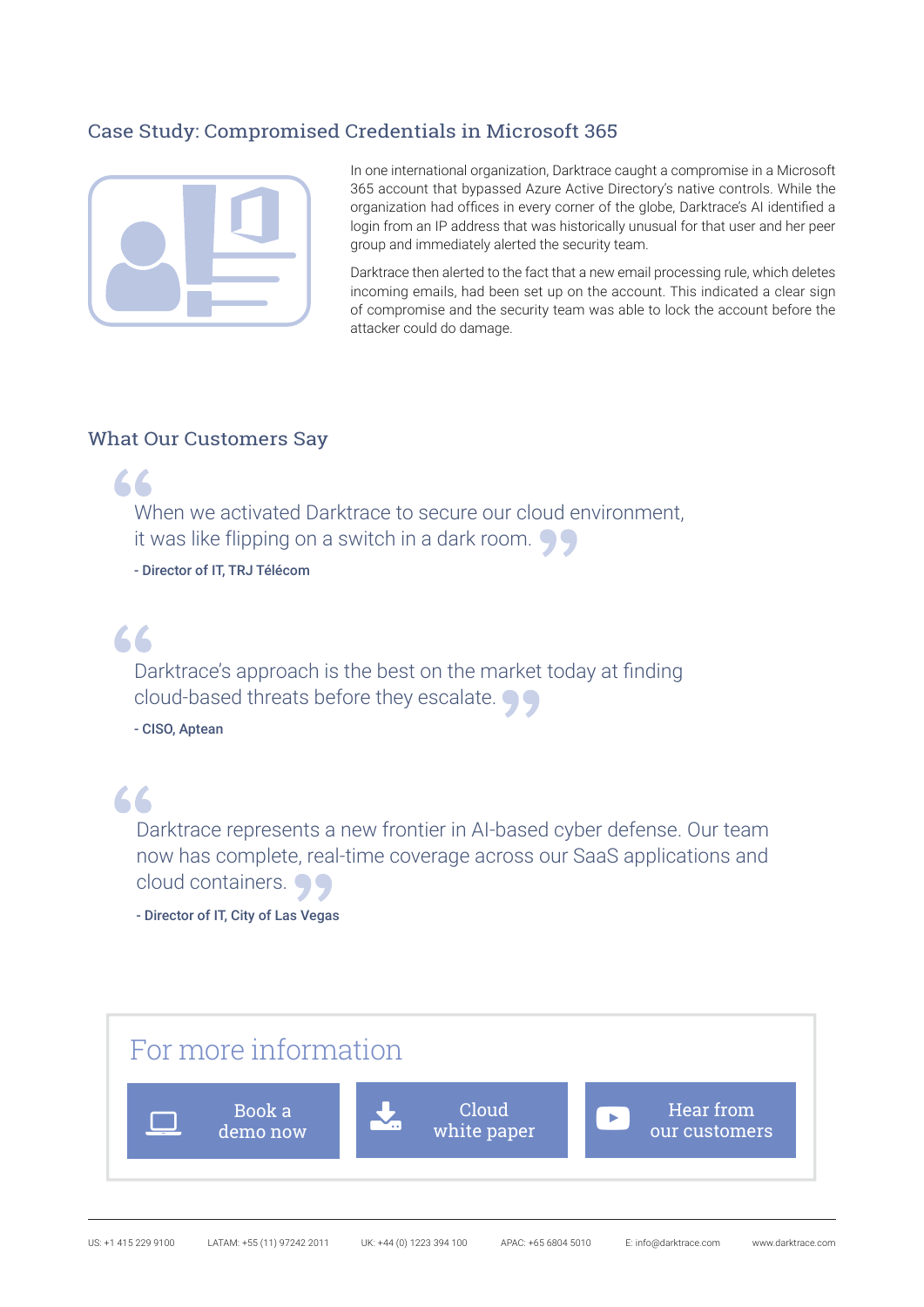## Case Study: Compromised Credentials in Microsoft 365

In one international organization, Darktrace caught a compromise in a Microsoft 365 account that bypassed Azure Active Directory's native controls. While the organization had offices in every corner of the globe, Darktrace's AI identified a login from an IP address that was historically unusual for that user and her peer group and immediately alerted the security team.

Darktrace then alerted to the fact that a new email processing rule, which deletes incoming emails, had been set up on the account. This indicated a clear sign of compromise and the security team was able to lock the account before the attacker could do damage.

## What Our Customers Say

> When we activated Darktrace to secure our cloud environment, it was like flipping on a switch in a dark room.
>
> **- Director of IT, TRJ Télécom**

> Darktrace's approach is the best on the market today at finding cloud-based threats before they escalate.
>
> **- CISO, Aptean**

> Darktrace represents a new frontier in AI-based cyber defense. Our team now has complete, real-time coverage across our SaaS applications and cloud containers.
>
> **- Director of IT, City of Las Vegas**

## For more information

- Book a demo now
- Cloud white paper
- Hear from our customers

US: +1 415 229 9100 | LATAM: +55 (11) 97242 2011 | UK: +44 (0) 1223 394 100 | APAC: +65 6804 5010 | E: info@darktrace.com | www.darktrace.com